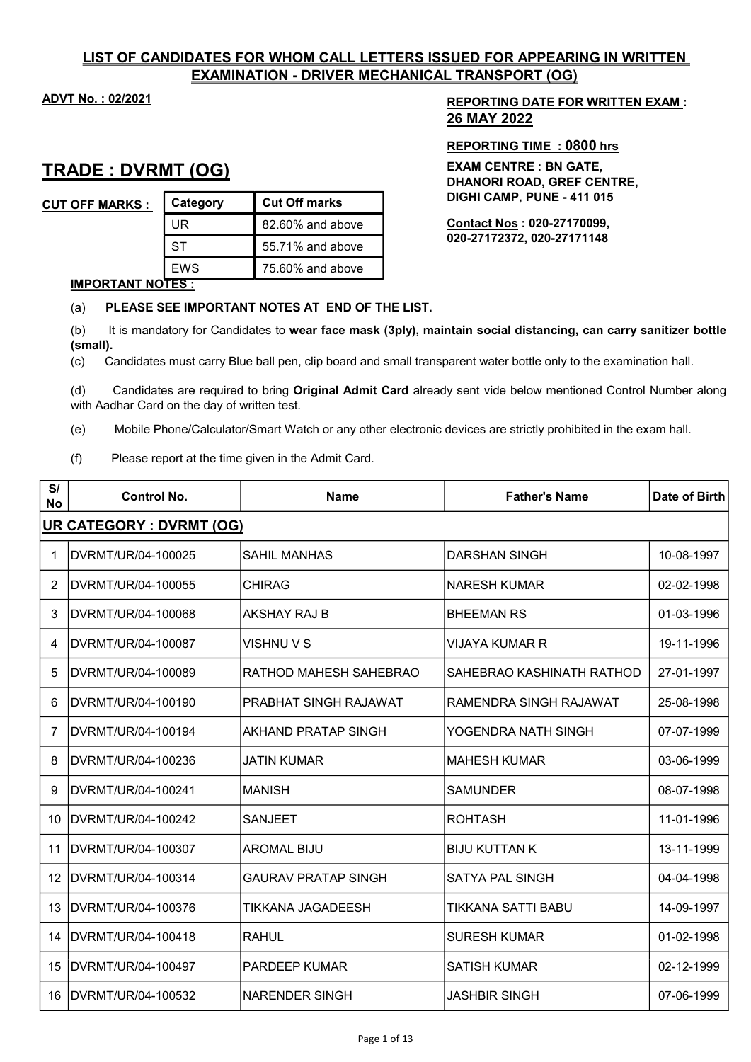**LIST OF CANDIDATES FOR WHOM CALL LETTERS ISSUED FOR APPEARING IN WRITTEN EXAMINATION - DRIVER MECHANICAL TRANSPORT (OG)**

**ADVT No. : 02/2021**

**REPORTING DATE FOR WRITTEN EXAM : 26 MAY 2022**

**REPORTING TIME : 0800 hrs**

**EXAM CENTRE : BN GATE, DHANORI ROAD, GREF CENTRE, DIGHI CAMP, PUNE - 411 015**

**Contact Nos : 020-27170099, 020-27172372, 020-27171148**

# TRADE : DVRMT (OG)

**CUT OFF MARKS :**

| Category | Cut Off marks |
|---|---|
| UR | 82.60% and above |
| ST | 55.71% and above |
| EWS | 75.60% and above |

**IMPORTANT NOTES :**

(a) **PLEASE SEE IMPORTANT NOTES AT END OF THE LIST.**

(b) It is mandatory for Candidates to **wear face mask (3ply), maintain social distancing, can carry sanitizer bottle (small).**

(c) Candidates must carry Blue ball pen, clip board and small transparent water bottle only to the examination hall.

(d) Candidates are required to bring **Original Admit Card** already sent vide below mentioned Control Number along with Aadhar Card on the day of written test.

(e) Mobile Phone/Calculator/Smart Watch or any other electronic devices are strictly prohibited in the exam hall.

(f) Please report at the time given in the Admit Card.

| S/No | Control No. | Name | Father's Name | Date of Birth |
|---|---|---|---|---|
| **UR CATEGORY : DVRMT (OG)** | | | | |
| 1 | DVRMT/UR/04-100025 | SAHIL MANHAS | DARSHAN SINGH | 10-08-1997 |
| 2 | DVRMT/UR/04-100055 | CHIRAG | NARESH KUMAR | 02-02-1998 |
| 3 | DVRMT/UR/04-100068 | AKSHAY RAJ B | BHEEMAN RS | 01-03-1996 |
| 4 | DVRMT/UR/04-100087 | VISHNU V S | VIJAYA KUMAR R | 19-11-1996 |
| 5 | DVRMT/UR/04-100089 | RATHOD MAHESH SAHEBRAO | SAHEBRAO KASHINATH RATHOD | 27-01-1997 |
| 6 | DVRMT/UR/04-100190 | PRABHAT SINGH RAJAWAT | RAMENDRA SINGH RAJAWAT | 25-08-1998 |
| 7 | DVRMT/UR/04-100194 | AKHAND PRATAP SINGH | YOGENDRA NATH SINGH | 07-07-1999 |
| 8 | DVRMT/UR/04-100236 | JATIN KUMAR | MAHESH KUMAR | 03-06-1999 |
| 9 | DVRMT/UR/04-100241 | MANISH | SAMUNDER | 08-07-1998 |
| 10 | DVRMT/UR/04-100242 | SANJEET | ROHTASH | 11-01-1996 |
| 11 | DVRMT/UR/04-100307 | AROMAL BIJU | BIJU KUTTAN K | 13-11-1999 |
| 12 | DVRMT/UR/04-100314 | GAURAV PRATAP SINGH | SATYA PAL SINGH | 04-04-1998 |
| 13 | DVRMT/UR/04-100376 | TIKKANA JAGADEESH | TIKKANA SATTI BABU | 14-09-1997 |
| 14 | DVRMT/UR/04-100418 | RAHUL | SURESH KUMAR | 01-02-1998 |
| 15 | DVRMT/UR/04-100497 | PARDEEP KUMAR | SATISH KUMAR | 02-12-1999 |
| 16 | DVRMT/UR/04-100532 | NARENDER SINGH | JASHBIR SINGH | 07-06-1999 |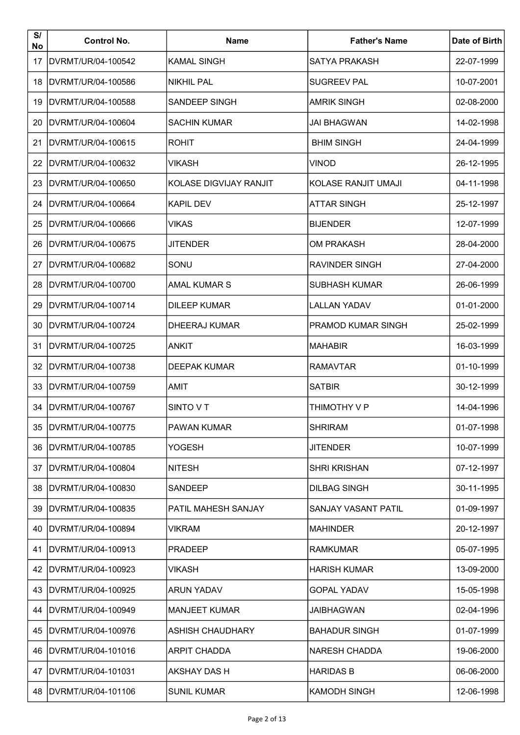| S/ No | Control No. | Name | Father's Name | Date of Birth |
|---|---|---|---|---|
| 17 | DVRMT/UR/04-100542 | KAMAL SINGH | SATYA PRAKASH | 22-07-1999 |
| 18 | DVRMT/UR/04-100586 | NIKHIL PAL | SUGREEV PAL | 10-07-2001 |
| 19 | DVRMT/UR/04-100588 | SANDEEP SINGH | AMRIK SINGH | 02-08-2000 |
| 20 | DVRMT/UR/04-100604 | SACHIN KUMAR | JAI BHAGWAN | 14-02-1998 |
| 21 | DVRMT/UR/04-100615 | ROHIT | BHIM SINGH | 24-04-1999 |
| 22 | DVRMT/UR/04-100632 | VIKASH | VINOD | 26-12-1995 |
| 23 | DVRMT/UR/04-100650 | KOLASE DIGVIJAY RANJIT | KOLASE RANJIT UMAJI | 04-11-1998 |
| 24 | DVRMT/UR/04-100664 | KAPIL DEV | ATTAR SINGH | 25-12-1997 |
| 25 | DVRMT/UR/04-100666 | VIKAS | BIJENDER | 12-07-1999 |
| 26 | DVRMT/UR/04-100675 | JITENDER | OM PRAKASH | 28-04-2000 |
| 27 | DVRMT/UR/04-100682 | SONU | RAVINDER SINGH | 27-04-2000 |
| 28 | DVRMT/UR/04-100700 | AMAL KUMAR S | SUBHASH KUMAR | 26-06-1999 |
| 29 | DVRMT/UR/04-100714 | DILEEP KUMAR | LALLAN YADAV | 01-01-2000 |
| 30 | DVRMT/UR/04-100724 | DHEERAJ KUMAR | PRAMOD KUMAR SINGH | 25-02-1999 |
| 31 | DVRMT/UR/04-100725 | ANKIT | MAHABIR | 16-03-1999 |
| 32 | DVRMT/UR/04-100738 | DEEPAK KUMAR | RAMAVTAR | 01-10-1999 |
| 33 | DVRMT/UR/04-100759 | AMIT | SATBIR | 30-12-1999 |
| 34 | DVRMT/UR/04-100767 | SINTO V T | THIMOTHY V P | 14-04-1996 |
| 35 | DVRMT/UR/04-100775 | PAWAN KUMAR | SHRIRAM | 01-07-1998 |
| 36 | DVRMT/UR/04-100785 | YOGESH | JITENDER | 10-07-1999 |
| 37 | DVRMT/UR/04-100804 | NITESH | SHRI KRISHAN | 07-12-1997 |
| 38 | DVRMT/UR/04-100830 | SANDEEP | DILBAG SINGH | 30-11-1995 |
| 39 | DVRMT/UR/04-100835 | PATIL MAHESH SANJAY | SANJAY VASANT PATIL | 01-09-1997 |
| 40 | DVRMT/UR/04-100894 | VIKRAM | MAHINDER | 20-12-1997 |
| 41 | DVRMT/UR/04-100913 | PRADEEP | RAMKUMAR | 05-07-1995 |
| 42 | DVRMT/UR/04-100923 | VIKASH | HARISH KUMAR | 13-09-2000 |
| 43 | DVRMT/UR/04-100925 | ARUN YADAV | GOPAL YADAV | 15-05-1998 |
| 44 | DVRMT/UR/04-100949 | MANJEET KUMAR | JAIBHAGWAN | 02-04-1996 |
| 45 | DVRMT/UR/04-100976 | ASHISH CHAUDHARY | BAHADUR SINGH | 01-07-1999 |
| 46 | DVRMT/UR/04-101016 | ARPIT CHADDA | NARESH CHADDA | 19-06-2000 |
| 47 | DVRMT/UR/04-101031 | AKSHAY DAS H | HARIDAS B | 06-06-2000 |
| 48 | DVRMT/UR/04-101106 | SUNIL KUMAR | KAMODH SINGH | 12-06-1998 |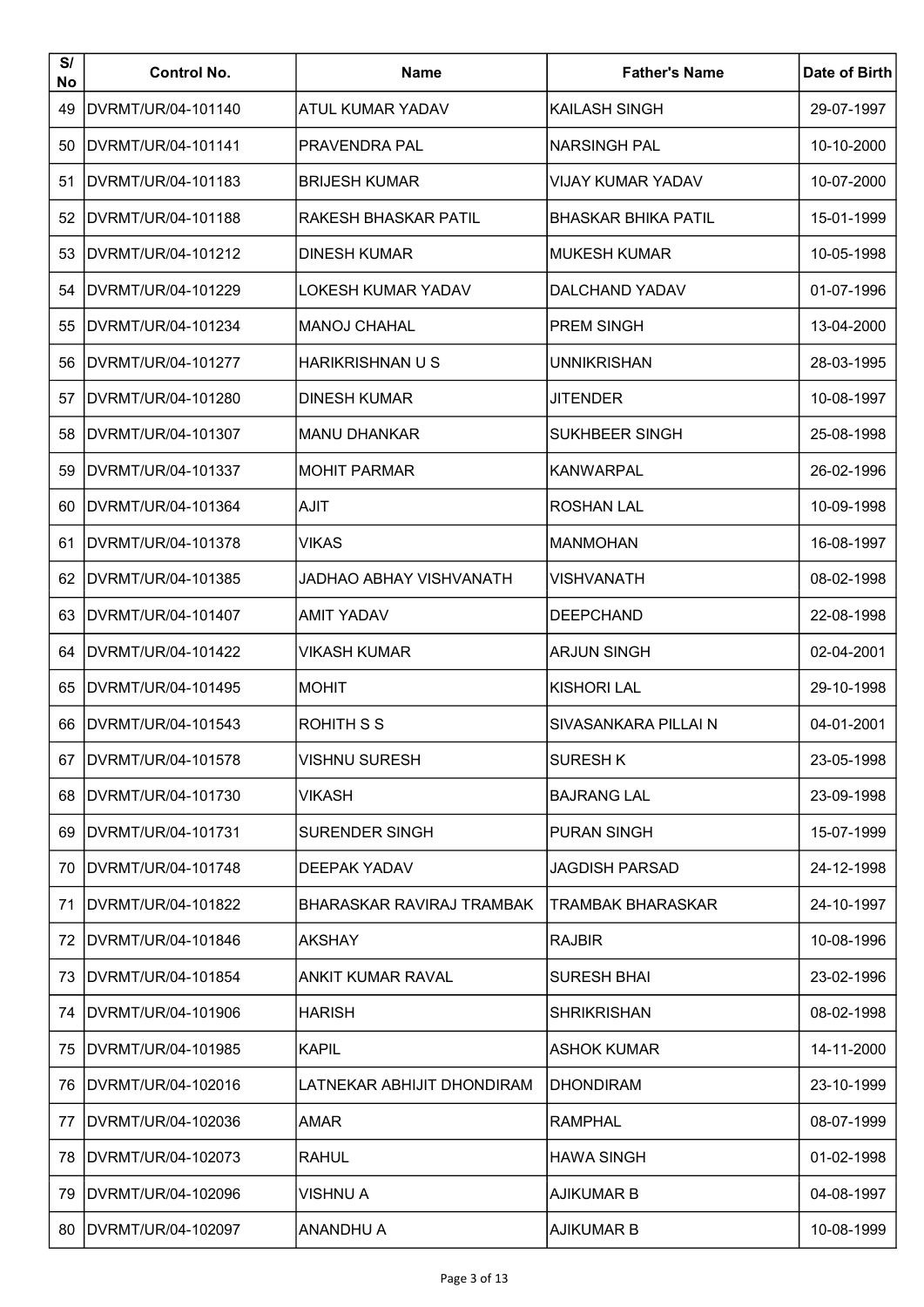| S/ No | Control No. | Name | Father's Name | Date of Birth |
|---|---|---|---|---|
| 49 | DVRMT/UR/04-101140 | ATUL KUMAR YADAV | KAILASH SINGH | 29-07-1997 |
| 50 | DVRMT/UR/04-101141 | PRAVENDRA PAL | NARSINGH PAL | 10-10-2000 |
| 51 | DVRMT/UR/04-101183 | BRIJESH KUMAR | VIJAY KUMAR YADAV | 10-07-2000 |
| 52 | DVRMT/UR/04-101188 | RAKESH BHASKAR PATIL | BHASKAR BHIKA PATIL | 15-01-1999 |
| 53 | DVRMT/UR/04-101212 | DINESH KUMAR | MUKESH KUMAR | 10-05-1998 |
| 54 | DVRMT/UR/04-101229 | LOKESH KUMAR YADAV | DALCHAND YADAV | 01-07-1996 |
| 55 | DVRMT/UR/04-101234 | MANOJ CHAHAL | PREM SINGH | 13-04-2000 |
| 56 | DVRMT/UR/04-101277 | HARIKRISHNAN U S | UNNIKRISHAN | 28-03-1995 |
| 57 | DVRMT/UR/04-101280 | DINESH KUMAR | JITENDER | 10-08-1997 |
| 58 | DVRMT/UR/04-101307 | MANU DHANKAR | SUKHBEER SINGH | 25-08-1998 |
| 59 | DVRMT/UR/04-101337 | MOHIT PARMAR | KANWARPAL | 26-02-1996 |
| 60 | DVRMT/UR/04-101364 | AJIT | ROSHAN LAL | 10-09-1998 |
| 61 | DVRMT/UR/04-101378 | VIKAS | MANMOHAN | 16-08-1997 |
| 62 | DVRMT/UR/04-101385 | JADHAO ABHAY VISHVANATH | VISHVANATH | 08-02-1998 |
| 63 | DVRMT/UR/04-101407 | AMIT YADAV | DEEPCHAND | 22-08-1998 |
| 64 | DVRMT/UR/04-101422 | VIKASH KUMAR | ARJUN SINGH | 02-04-2001 |
| 65 | DVRMT/UR/04-101495 | MOHIT | KISHORI LAL | 29-10-1998 |
| 66 | DVRMT/UR/04-101543 | ROHITH S S | SIVASANKARA PILLAI N | 04-01-2001 |
| 67 | DVRMT/UR/04-101578 | VISHNU SURESH | SURESH K | 23-05-1998 |
| 68 | DVRMT/UR/04-101730 | VIKASH | BAJRANG LAL | 23-09-1998 |
| 69 | DVRMT/UR/04-101731 | SURENDER SINGH | PURAN SINGH | 15-07-1999 |
| 70 | DVRMT/UR/04-101748 | DEEPAK YADAV | JAGDISH PARSAD | 24-12-1998 |
| 71 | DVRMT/UR/04-101822 | BHARASKAR RAVIRAJ TRAMBAK | TRAMBAK BHARASKAR | 24-10-1997 |
| 72 | DVRMT/UR/04-101846 | AKSHAY | RAJBIR | 10-08-1996 |
| 73 | DVRMT/UR/04-101854 | ANKIT KUMAR RAVAL | SURESH BHAI | 23-02-1996 |
| 74 | DVRMT/UR/04-101906 | HARISH | SHRIKRISHAN | 08-02-1998 |
| 75 | DVRMT/UR/04-101985 | KAPIL | ASHOK KUMAR | 14-11-2000 |
| 76 | DVRMT/UR/04-102016 | LATNEKAR ABHIJIT DHONDIRAM | DHONDIRAM | 23-10-1999 |
| 77 | DVRMT/UR/04-102036 | AMAR | RAMPHAL | 08-07-1999 |
| 78 | DVRMT/UR/04-102073 | RAHUL | HAWA SINGH | 01-02-1998 |
| 79 | DVRMT/UR/04-102096 | VISHNU A | AJIKUMAR B | 04-08-1997 |
| 80 | DVRMT/UR/04-102097 | ANANDHU A | AJIKUMAR B | 10-08-1999 |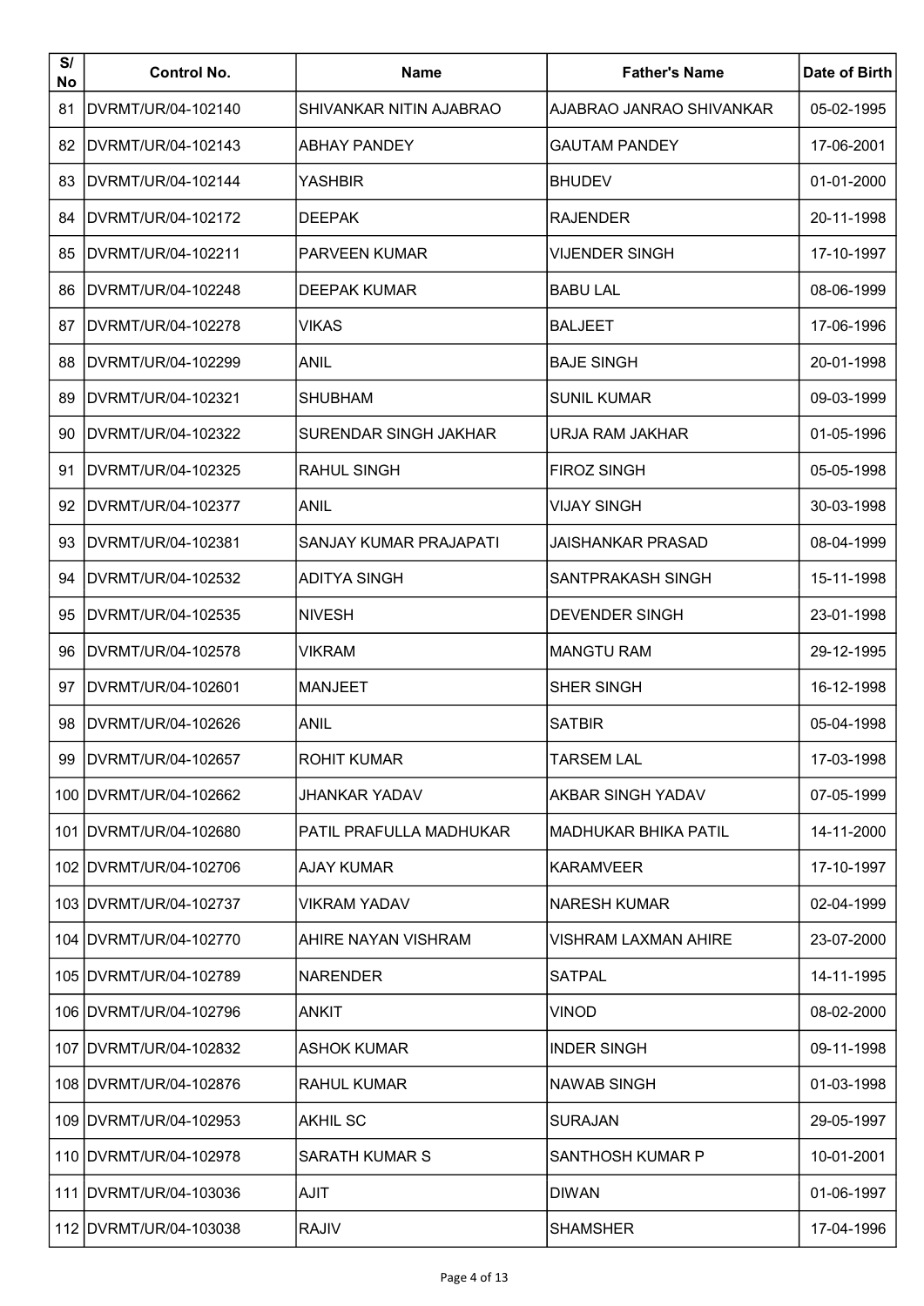| S/ No | Control No. | Name | Father's Name | Date of Birth |
|---|---|---|---|---|
| 81 | DVRMT/UR/04-102140 | SHIVANKAR NITIN AJABRAO | AJABRAO JANRAO SHIVANKAR | 05-02-1995 |
| 82 | DVRMT/UR/04-102143 | ABHAY PANDEY | GAUTAM PANDEY | 17-06-2001 |
| 83 | DVRMT/UR/04-102144 | YASHBIR | BHUDEV | 01-01-2000 |
| 84 | DVRMT/UR/04-102172 | DEEPAK | RAJENDER | 20-11-1998 |
| 85 | DVRMT/UR/04-102211 | PARVEEN KUMAR | VIJENDER SINGH | 17-10-1997 |
| 86 | DVRMT/UR/04-102248 | DEEPAK KUMAR | BABU LAL | 08-06-1999 |
| 87 | DVRMT/UR/04-102278 | VIKAS | BALJEET | 17-06-1996 |
| 88 | DVRMT/UR/04-102299 | ANIL | BAJE SINGH | 20-01-1998 |
| 89 | DVRMT/UR/04-102321 | SHUBHAM | SUNIL KUMAR | 09-03-1999 |
| 90 | DVRMT/UR/04-102322 | SURENDAR SINGH JAKHAR | URJA RAM JAKHAR | 01-05-1996 |
| 91 | DVRMT/UR/04-102325 | RAHUL SINGH | FIROZ SINGH | 05-05-1998 |
| 92 | DVRMT/UR/04-102377 | ANIL | VIJAY SINGH | 30-03-1998 |
| 93 | DVRMT/UR/04-102381 | SANJAY KUMAR PRAJAPATI | JAISHANKAR PRASAD | 08-04-1999 |
| 94 | DVRMT/UR/04-102532 | ADITYA SINGH | SANTPRAKASH SINGH | 15-11-1998 |
| 95 | DVRMT/UR/04-102535 | NIVESH | DEVENDER SINGH | 23-01-1998 |
| 96 | DVRMT/UR/04-102578 | VIKRAM | MANGTU RAM | 29-12-1995 |
| 97 | DVRMT/UR/04-102601 | MANJEET | SHER SINGH | 16-12-1998 |
| 98 | DVRMT/UR/04-102626 | ANIL | SATBIR | 05-04-1998 |
| 99 | DVRMT/UR/04-102657 | ROHIT KUMAR | TARSEM LAL | 17-03-1998 |
| 100 | DVRMT/UR/04-102662 | JHANKAR YADAV | AKBAR SINGH YADAV | 07-05-1999 |
| 101 | DVRMT/UR/04-102680 | PATIL PRAFULLA MADHUKAR | MADHUKAR BHIKA PATIL | 14-11-2000 |
| 102 | DVRMT/UR/04-102706 | AJAY KUMAR | KARAMVEER | 17-10-1997 |
| 103 | DVRMT/UR/04-102737 | VIKRAM YADAV | NARESH KUMAR | 02-04-1999 |
| 104 | DVRMT/UR/04-102770 | AHIRE NAYAN VISHRAM | VISHRAM LAXMAN AHIRE | 23-07-2000 |
| 105 | DVRMT/UR/04-102789 | NARENDER | SATPAL | 14-11-1995 |
| 106 | DVRMT/UR/04-102796 | ANKIT | VINOD | 08-02-2000 |
| 107 | DVRMT/UR/04-102832 | ASHOK KUMAR | INDER SINGH | 09-11-1998 |
| 108 | DVRMT/UR/04-102876 | RAHUL KUMAR | NAWAB SINGH | 01-03-1998 |
| 109 | DVRMT/UR/04-102953 | AKHIL SC | SURAJAN | 29-05-1997 |
| 110 | DVRMT/UR/04-102978 | SARATH KUMAR S | SANTHOSH KUMAR P | 10-01-2001 |
| 111 | DVRMT/UR/04-103036 | AJIT | DIWAN | 01-06-1997 |
| 112 | DVRMT/UR/04-103038 | RAJIV | SHAMSHER | 17-04-1996 |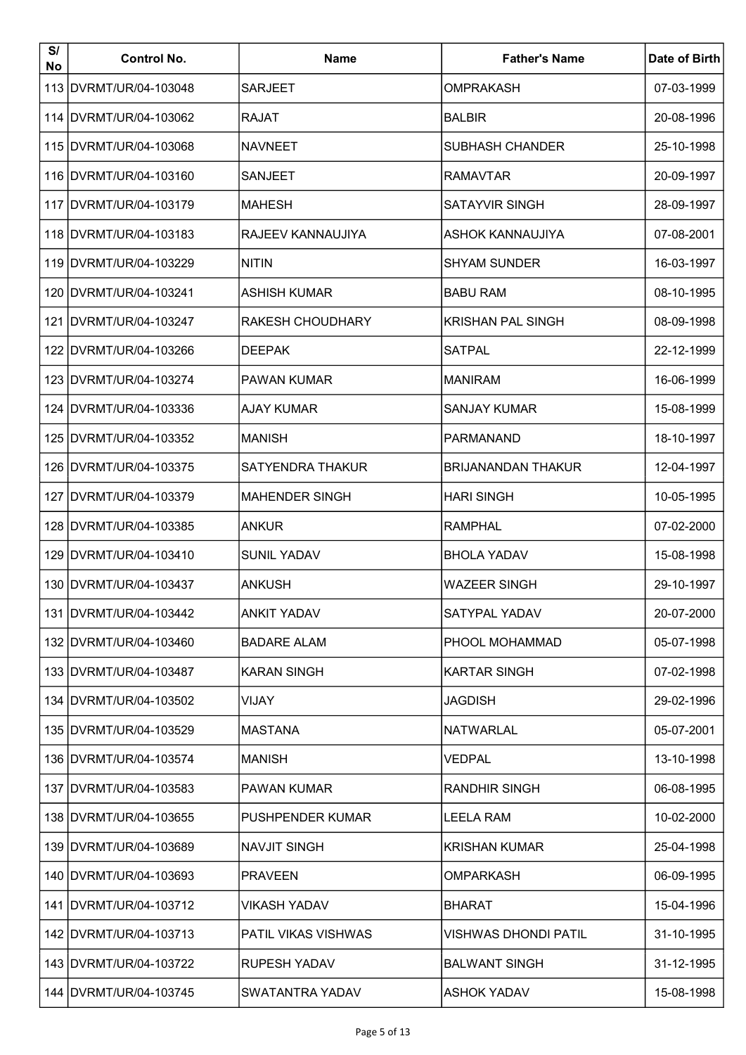| S/ No | Control No. | Name | Father's Name | Date of Birth |
|---|---|---|---|---|
| 113 | DVRMT/UR/04-103048 | SARJEET | OMPRAKASH | 07-03-1999 |
| 114 | DVRMT/UR/04-103062 | RAJAT | BALBIR | 20-08-1996 |
| 115 | DVRMT/UR/04-103068 | NAVNEET | SUBHASH CHANDER | 25-10-1998 |
| 116 | DVRMT/UR/04-103160 | SANJEET | RAMAVTAR | 20-09-1997 |
| 117 | DVRMT/UR/04-103179 | MAHESH | SATAYVIR SINGH | 28-09-1997 |
| 118 | DVRMT/UR/04-103183 | RAJEEV KANNAUJIYA | ASHOK KANNAUJIYA | 07-08-2001 |
| 119 | DVRMT/UR/04-103229 | NITIN | SHYAM SUNDER | 16-03-1997 |
| 120 | DVRMT/UR/04-103241 | ASHISH KUMAR | BABU RAM | 08-10-1995 |
| 121 | DVRMT/UR/04-103247 | RAKESH CHOUDHARY | KRISHAN PAL SINGH | 08-09-1998 |
| 122 | DVRMT/UR/04-103266 | DEEPAK | SATPAL | 22-12-1999 |
| 123 | DVRMT/UR/04-103274 | PAWAN KUMAR | MANIRAM | 16-06-1999 |
| 124 | DVRMT/UR/04-103336 | AJAY KUMAR | SANJAY KUMAR | 15-08-1999 |
| 125 | DVRMT/UR/04-103352 | MANISH | PARMANAND | 18-10-1997 |
| 126 | DVRMT/UR/04-103375 | SATYENDRA THAKUR | BRIJANANDAN THAKUR | 12-04-1997 |
| 127 | DVRMT/UR/04-103379 | MAHENDER SINGH | HARI SINGH | 10-05-1995 |
| 128 | DVRMT/UR/04-103385 | ANKUR | RAMPHAL | 07-02-2000 |
| 129 | DVRMT/UR/04-103410 | SUNIL YADAV | BHOLA YADAV | 15-08-1998 |
| 130 | DVRMT/UR/04-103437 | ANKUSH | WAZEER SINGH | 29-10-1997 |
| 131 | DVRMT/UR/04-103442 | ANKIT YADAV | SATYPAL YADAV | 20-07-2000 |
| 132 | DVRMT/UR/04-103460 | BADARE ALAM | PHOOL MOHAMMAD | 05-07-1998 |
| 133 | DVRMT/UR/04-103487 | KARAN SINGH | KARTAR SINGH | 07-02-1998 |
| 134 | DVRMT/UR/04-103502 | VIJAY | JAGDISH | 29-02-1996 |
| 135 | DVRMT/UR/04-103529 | MASTANA | NATWARLAL | 05-07-2001 |
| 136 | DVRMT/UR/04-103574 | MANISH | VEDPAL | 13-10-1998 |
| 137 | DVRMT/UR/04-103583 | PAWAN KUMAR | RANDHIR SINGH | 06-08-1995 |
| 138 | DVRMT/UR/04-103655 | PUSHPENDER KUMAR | LEELA RAM | 10-02-2000 |
| 139 | DVRMT/UR/04-103689 | NAVJIT SINGH | KRISHAN KUMAR | 25-04-1998 |
| 140 | DVRMT/UR/04-103693 | PRAVEEN | OMPARKASH | 06-09-1995 |
| 141 | DVRMT/UR/04-103712 | VIKASH YADAV | BHARAT | 15-04-1996 |
| 142 | DVRMT/UR/04-103713 | PATIL VIKAS VISHWAS | VISHWAS DHONDI PATIL | 31-10-1995 |
| 143 | DVRMT/UR/04-103722 | RUPESH YADAV | BALWANT SINGH | 31-12-1995 |
| 144 | DVRMT/UR/04-103745 | SWATANTRA YADAV | ASHOK YADAV | 15-08-1998 |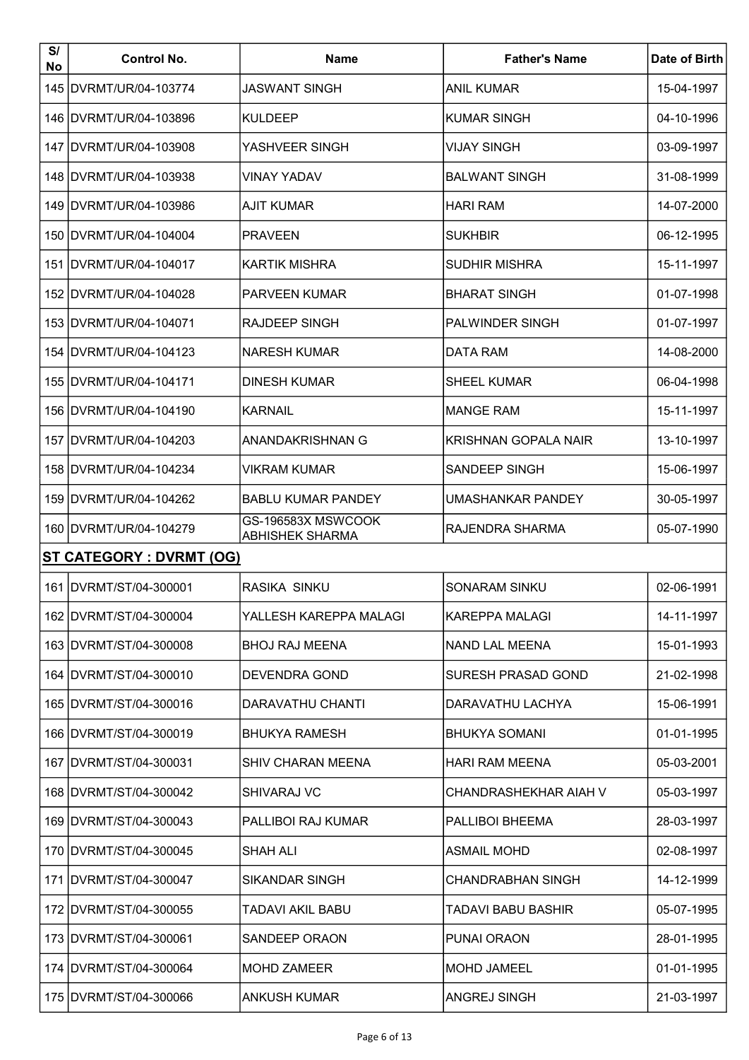| S/ No | Control No. | Name | Father's Name | Date of Birth |
|---|---|---|---|---|
| 145 | DVRMT/UR/04-103774 | JASWANT SINGH | ANIL KUMAR | 15-04-1997 |
| 146 | DVRMT/UR/04-103896 | KULDEEP | KUMAR SINGH | 04-10-1996 |
| 147 | DVRMT/UR/04-103908 | YASHVEER SINGH | VIJAY SINGH | 03-09-1997 |
| 148 | DVRMT/UR/04-103938 | VINAY YADAV | BALWANT SINGH | 31-08-1999 |
| 149 | DVRMT/UR/04-103986 | AJIT KUMAR | HARI RAM | 14-07-2000 |
| 150 | DVRMT/UR/04-104004 | PRAVEEN | SUKHBIR | 06-12-1995 |
| 151 | DVRMT/UR/04-104017 | KARTIK MISHRA | SUDHIR MISHRA | 15-11-1997 |
| 152 | DVRMT/UR/04-104028 | PARVEEN KUMAR | BHARAT SINGH | 01-07-1998 |
| 153 | DVRMT/UR/04-104071 | RAJDEEP SINGH | PALWINDER SINGH | 01-07-1997 |
| 154 | DVRMT/UR/04-104123 | NARESH KUMAR | DATA RAM | 14-08-2000 |
| 155 | DVRMT/UR/04-104171 | DINESH KUMAR | SHEEL KUMAR | 06-04-1998 |
| 156 | DVRMT/UR/04-104190 | KARNAIL | MANGE RAM | 15-11-1997 |
| 157 | DVRMT/UR/04-104203 | ANANDAKRISHNAN G | KRISHNAN GOPALA NAIR | 13-10-1997 |
| 158 | DVRMT/UR/04-104234 | VIKRAM KUMAR | SANDEEP SINGH | 15-06-1997 |
| 159 | DVRMT/UR/04-104262 | BABLU KUMAR PANDEY | UMASHANKAR PANDEY | 30-05-1997 |
| 160 | DVRMT/UR/04-104279 | GS-196583X MSWCOOK ABHISHEK SHARMA | RAJENDRA SHARMA | 05-07-1990 |
| **ST CATEGORY : DVRMT (OG)** | | | | |
| 161 | DVRMT/ST/04-300001 | RASIKA SINKU | SONARAM SINKU | 02-06-1991 |
| 162 | DVRMT/ST/04-300004 | YALLESH KAREPPA MALAGI | KAREPPA MALAGI | 14-11-1997 |
| 163 | DVRMT/ST/04-300008 | BHOJ RAJ MEENA | NAND LAL MEENA | 15-01-1993 |
| 164 | DVRMT/ST/04-300010 | DEVENDRA GOND | SURESH PRASAD GOND | 21-02-1998 |
| 165 | DVRMT/ST/04-300016 | DARAVATHU CHANTI | DARAVATHU LACHYA | 15-06-1991 |
| 166 | DVRMT/ST/04-300019 | BHUKYA RAMESH | BHUKYA SOMANI | 01-01-1995 |
| 167 | DVRMT/ST/04-300031 | SHIV CHARAN MEENA | HARI RAM MEENA | 05-03-2001 |
| 168 | DVRMT/ST/04-300042 | SHIVARAJ VC | CHANDRASHEKHAR AIAH V | 05-03-1997 |
| 169 | DVRMT/ST/04-300043 | PALLIBOI RAJ KUMAR | PALLIBOI BHEEMA | 28-03-1997 |
| 170 | DVRMT/ST/04-300045 | SHAH ALI | ASMAIL MOHD | 02-08-1997 |
| 171 | DVRMT/ST/04-300047 | SIKANDAR SINGH | CHANDRABHAN SINGH | 14-12-1999 |
| 172 | DVRMT/ST/04-300055 | TADAVI AKIL BABU | TADAVI BABU BASHIR | 05-07-1995 |
| 173 | DVRMT/ST/04-300061 | SANDEEP ORAON | PUNAI ORAON | 28-01-1995 |
| 174 | DVRMT/ST/04-300064 | MOHD ZAMEER | MOHD JAMEEL | 01-01-1995 |
| 175 | DVRMT/ST/04-300066 | ANKUSH KUMAR | ANGREJ SINGH | 21-03-1997 |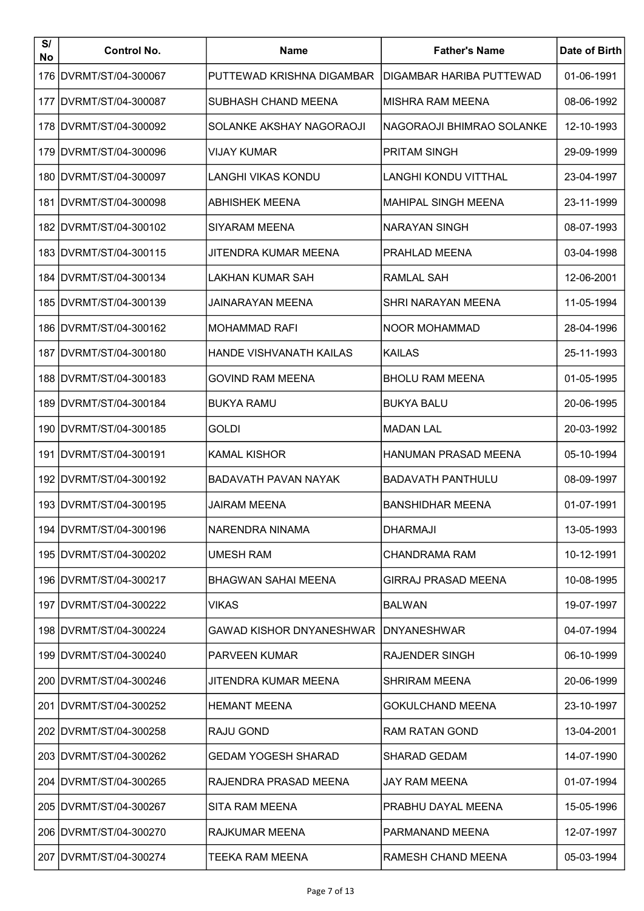| S/ No | Control No. | Name | Father's Name | Date of Birth |
|---|---|---|---|---|
| 176 | DVRMT/ST/04-300067 | PUTTEWAD KRISHNA DIGAMBAR | DIGAMBAR HARIBA PUTTEWAD | 01-06-1991 |
| 177 | DVRMT/ST/04-300087 | SUBHASH CHAND MEENA | MISHRA RAM MEENA | 08-06-1992 |
| 178 | DVRMT/ST/04-300092 | SOLANKE AKSHAY NAGORAOJI | NAGORAOJI BHIMRAO SOLANKE | 12-10-1993 |
| 179 | DVRMT/ST/04-300096 | VIJAY KUMAR | PRITAM SINGH | 29-09-1999 |
| 180 | DVRMT/ST/04-300097 | LANGHI VIKAS KONDU | LANGHI KONDU VITTHAL | 23-04-1997 |
| 181 | DVRMT/ST/04-300098 | ABHISHEK MEENA | MAHIPAL SINGH MEENA | 23-11-1999 |
| 182 | DVRMT/ST/04-300102 | SIYARAM MEENA | NARAYAN SINGH | 08-07-1993 |
| 183 | DVRMT/ST/04-300115 | JITENDRA KUMAR MEENA | PRAHLAD MEENA | 03-04-1998 |
| 184 | DVRMT/ST/04-300134 | LAKHAN KUMAR SAH | RAMLAL SAH | 12-06-2001 |
| 185 | DVRMT/ST/04-300139 | JAINARAYAN MEENA | SHRI NARAYAN MEENA | 11-05-1994 |
| 186 | DVRMT/ST/04-300162 | MOHAMMAD RAFI | NOOR MOHAMMAD | 28-04-1996 |
| 187 | DVRMT/ST/04-300180 | HANDE VISHVANATH KAILAS | KAILAS | 25-11-1993 |
| 188 | DVRMT/ST/04-300183 | GOVIND RAM MEENA | BHOLU RAM MEENA | 01-05-1995 |
| 189 | DVRMT/ST/04-300184 | BUKYA RAMU | BUKYA BALU | 20-06-1995 |
| 190 | DVRMT/ST/04-300185 | GOLDI | MADAN LAL | 20-03-1992 |
| 191 | DVRMT/ST/04-300191 | KAMAL KISHOR | HANUMAN PRASAD MEENA | 05-10-1994 |
| 192 | DVRMT/ST/04-300192 | BADAVATH PAVAN NAYAK | BADAVATH PANTHULU | 08-09-1997 |
| 193 | DVRMT/ST/04-300195 | JAIRAM MEENA | BANSHIDHAR MEENA | 01-07-1991 |
| 194 | DVRMT/ST/04-300196 | NARENDRA NINAMA | DHARMAJI | 13-05-1993 |
| 195 | DVRMT/ST/04-300202 | UMESH RAM | CHANDRAMA RAM | 10-12-1991 |
| 196 | DVRMT/ST/04-300217 | BHAGWAN SAHAI MEENA | GIRRAJ PRASAD MEENA | 10-08-1995 |
| 197 | DVRMT/ST/04-300222 | VIKAS | BALWAN | 19-07-1997 |
| 198 | DVRMT/ST/04-300224 | GAWAD KISHOR DNYANESHWAR | DNYANESHWAR | 04-07-1994 |
| 199 | DVRMT/ST/04-300240 | PARVEEN KUMAR | RAJENDER SINGH | 06-10-1999 |
| 200 | DVRMT/ST/04-300246 | JITENDRA KUMAR MEENA | SHRIRAM MEENA | 20-06-1999 |
| 201 | DVRMT/ST/04-300252 | HEMANT MEENA | GOKULCHAND MEENA | 23-10-1997 |
| 202 | DVRMT/ST/04-300258 | RAJU GOND | RAM RATAN GOND | 13-04-2001 |
| 203 | DVRMT/ST/04-300262 | GEDAM YOGESH SHARAD | SHARAD GEDAM | 14-07-1990 |
| 204 | DVRMT/ST/04-300265 | RAJENDRA PRASAD MEENA | JAY RAM MEENA | 01-07-1994 |
| 205 | DVRMT/ST/04-300267 | SITA RAM MEENA | PRABHU DAYAL MEENA | 15-05-1996 |
| 206 | DVRMT/ST/04-300270 | RAJKUMAR MEENA | PARMANAND MEENA | 12-07-1997 |
| 207 | DVRMT/ST/04-300274 | TEEKA RAM MEENA | RAMESH CHAND MEENA | 05-03-1994 |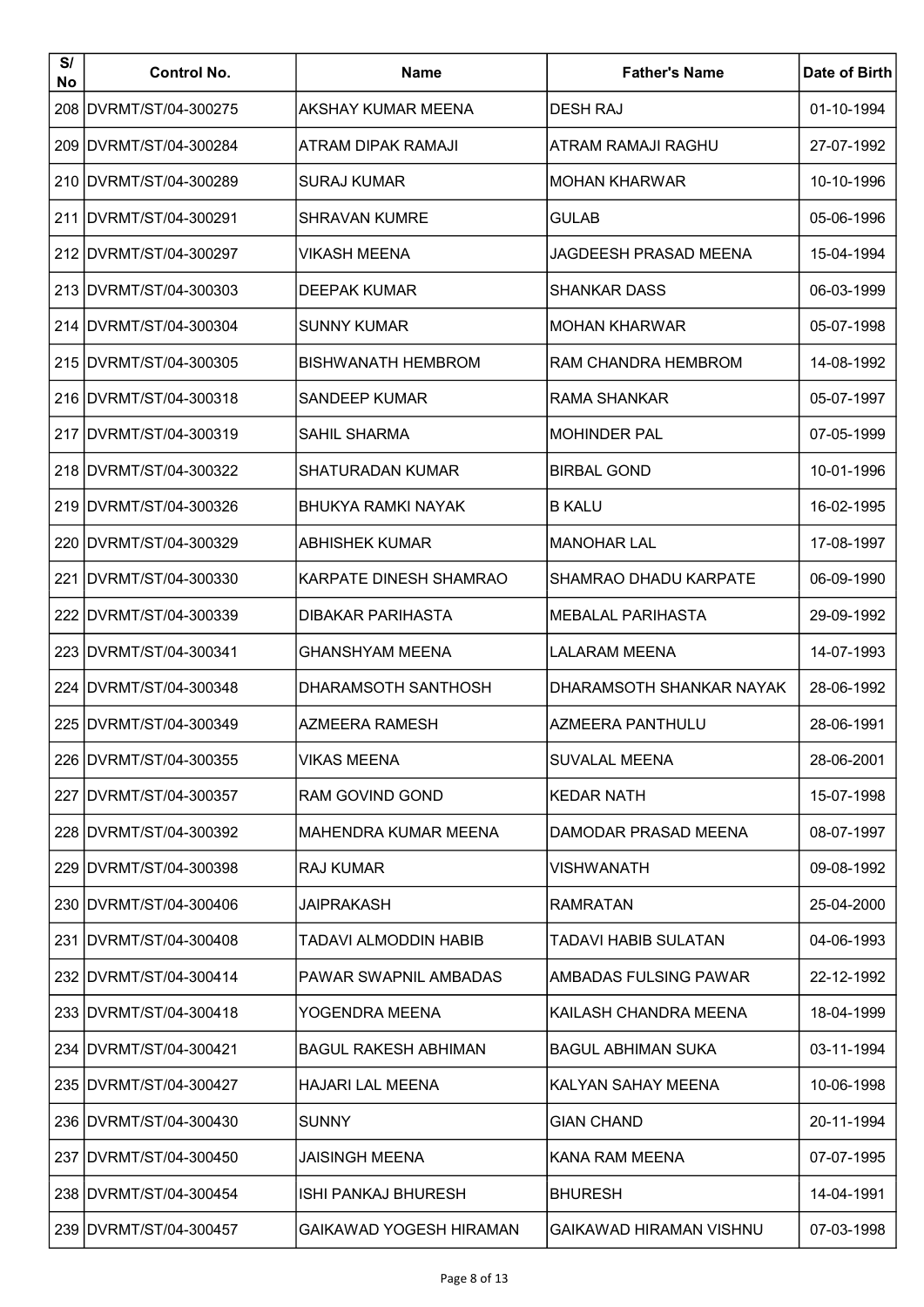| S/ No | Control No. | Name | Father's Name | Date of Birth |
|---|---|---|---|---|
| 208 | DVRMT/ST/04-300275 | AKSHAY KUMAR MEENA | DESH RAJ | 01-10-1994 |
| 209 | DVRMT/ST/04-300284 | ATRAM DIPAK RAMAJI | ATRAM RAMAJI RAGHU | 27-07-1992 |
| 210 | DVRMT/ST/04-300289 | SURAJ KUMAR | MOHAN KHARWAR | 10-10-1996 |
| 211 | DVRMT/ST/04-300291 | SHRAVAN KUMRE | GULAB | 05-06-1996 |
| 212 | DVRMT/ST/04-300297 | VIKASH MEENA | JAGDEESH PRASAD MEENA | 15-04-1994 |
| 213 | DVRMT/ST/04-300303 | DEEPAK KUMAR | SHANKAR DASS | 06-03-1999 |
| 214 | DVRMT/ST/04-300304 | SUNNY KUMAR | MOHAN KHARWAR | 05-07-1998 |
| 215 | DVRMT/ST/04-300305 | BISHWANATH HEMBROM | RAM CHANDRA HEMBROM | 14-08-1992 |
| 216 | DVRMT/ST/04-300318 | SANDEEP KUMAR | RAMA SHANKAR | 05-07-1997 |
| 217 | DVRMT/ST/04-300319 | SAHIL SHARMA | MOHINDER PAL | 07-05-1999 |
| 218 | DVRMT/ST/04-300322 | SHATURADAN KUMAR | BIRBAL GOND | 10-01-1996 |
| 219 | DVRMT/ST/04-300326 | BHUKYA RAMKI NAYAK | B KALU | 16-02-1995 |
| 220 | DVRMT/ST/04-300329 | ABHISHEK KUMAR | MANOHAR LAL | 17-08-1997 |
| 221 | DVRMT/ST/04-300330 | KARPATE DINESH SHAMRAO | SHAMRAO DHADU KARPATE | 06-09-1990 |
| 222 | DVRMT/ST/04-300339 | DIBAKAR PARIHASTA | MEBALAL PARIHASTA | 29-09-1992 |
| 223 | DVRMT/ST/04-300341 | GHANSHYAM MEENA | LALARAM MEENA | 14-07-1993 |
| 224 | DVRMT/ST/04-300348 | DHARAMSOTH SANTHOSH | DHARAMSOTH SHANKAR NAYAK | 28-06-1992 |
| 225 | DVRMT/ST/04-300349 | AZMEERA RAMESH | AZMEERA PANTHULU | 28-06-1991 |
| 226 | DVRMT/ST/04-300355 | VIKAS MEENA | SUVALAL MEENA | 28-06-2001 |
| 227 | DVRMT/ST/04-300357 | RAM GOVIND GOND | KEDAR NATH | 15-07-1998 |
| 228 | DVRMT/ST/04-300392 | MAHENDRA KUMAR MEENA | DAMODAR PRASAD MEENA | 08-07-1997 |
| 229 | DVRMT/ST/04-300398 | RAJ KUMAR | VISHWANATH | 09-08-1992 |
| 230 | DVRMT/ST/04-300406 | JAIPRAKASH | RAMRATAN | 25-04-2000 |
| 231 | DVRMT/ST/04-300408 | TADAVI ALMODDIN HABIB | TADAVI HABIB SULATAN | 04-06-1993 |
| 232 | DVRMT/ST/04-300414 | PAWAR SWAPNIL AMBADAS | AMBADAS FULSING PAWAR | 22-12-1992 |
| 233 | DVRMT/ST/04-300418 | YOGENDRA MEENA | KAILASH CHANDRA MEENA | 18-04-1999 |
| 234 | DVRMT/ST/04-300421 | BAGUL RAKESH ABHIMAN | BAGUL ABHIMAN SUKA | 03-11-1994 |
| 235 | DVRMT/ST/04-300427 | HAJARI LAL MEENA | KALYAN SAHAY MEENA | 10-06-1998 |
| 236 | DVRMT/ST/04-300430 | SUNNY | GIAN CHAND | 20-11-1994 |
| 237 | DVRMT/ST/04-300450 | JAISINGH MEENA | KANA RAM MEENA | 07-07-1995 |
| 238 | DVRMT/ST/04-300454 | ISHI PANKAJ BHURESH | BHURESH | 14-04-1991 |
| 239 | DVRMT/ST/04-300457 | GAIKAWAD YOGESH HIRAMAN | GAIKAWAD HIRAMAN VISHNU | 07-03-1998 |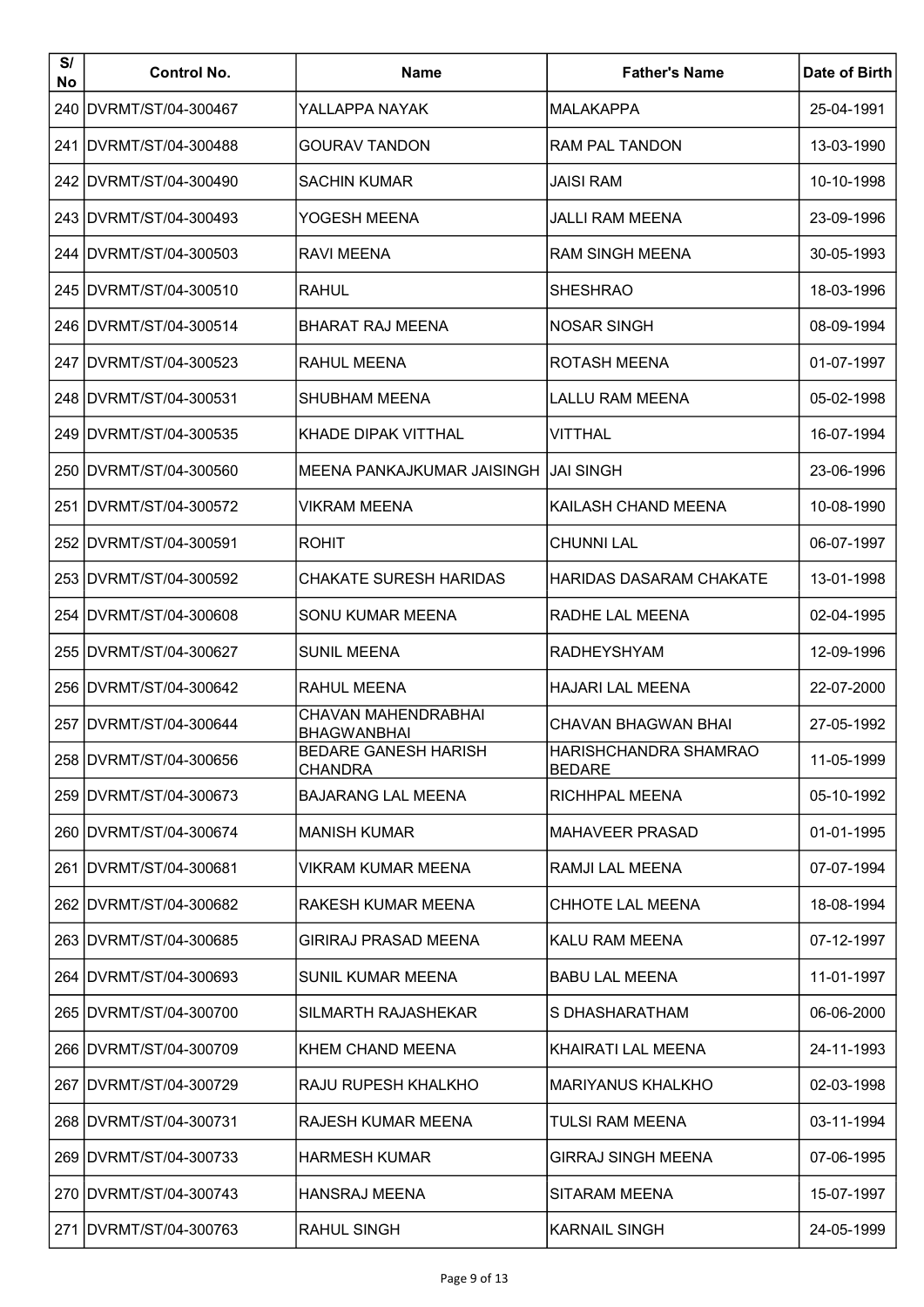| S/ No | Control No. | Name | Father's Name | Date of Birth |
|---|---|---|---|---|
| 240 | DVRMT/ST/04-300467 | YALLAPPA NAYAK | MALAKAPPA | 25-04-1991 |
| 241 | DVRMT/ST/04-300488 | GOURAV TANDON | RAM PAL TANDON | 13-03-1990 |
| 242 | DVRMT/ST/04-300490 | SACHIN KUMAR | JAISI RAM | 10-10-1998 |
| 243 | DVRMT/ST/04-300493 | YOGESH MEENA | JALLI RAM MEENA | 23-09-1996 |
| 244 | DVRMT/ST/04-300503 | RAVI MEENA | RAM SINGH MEENA | 30-05-1993 |
| 245 | DVRMT/ST/04-300510 | RAHUL | SHESHRAO | 18-03-1996 |
| 246 | DVRMT/ST/04-300514 | BHARAT RAJ MEENA | NOSAR SINGH | 08-09-1994 |
| 247 | DVRMT/ST/04-300523 | RAHUL MEENA | ROTASH MEENA | 01-07-1997 |
| 248 | DVRMT/ST/04-300531 | SHUBHAM MEENA | LALLU RAM MEENA | 05-02-1998 |
| 249 | DVRMT/ST/04-300535 | KHADE DIPAK VITTHAL | VITTHAL | 16-07-1994 |
| 250 | DVRMT/ST/04-300560 | MEENA PANKAJKUMAR JAISINGH | JAI SINGH | 23-06-1996 |
| 251 | DVRMT/ST/04-300572 | VIKRAM MEENA | KAILASH CHAND MEENA | 10-08-1990 |
| 252 | DVRMT/ST/04-300591 | ROHIT | CHUNNI LAL | 06-07-1997 |
| 253 | DVRMT/ST/04-300592 | CHAKATE SURESH HARIDAS | HARIDAS DASARAM CHAKATE | 13-01-1998 |
| 254 | DVRMT/ST/04-300608 | SONU KUMAR MEENA | RADHE LAL MEENA | 02-04-1995 |
| 255 | DVRMT/ST/04-300627 | SUNIL MEENA | RADHEYSHYAM | 12-09-1996 |
| 256 | DVRMT/ST/04-300642 | RAHUL MEENA | HAJARI LAL MEENA | 22-07-2000 |
| 257 | DVRMT/ST/04-300644 | CHAVAN MAHENDRABHAI BHAGWANBHAI | CHAVAN BHAGWAN BHAI | 27-05-1992 |
| 258 | DVRMT/ST/04-300656 | BEDARE GANESH HARISH CHANDRA | HARISHCHANDRA SHAMRAO BEDARE | 11-05-1999 |
| 259 | DVRMT/ST/04-300673 | BAJARANG LAL MEENA | RICHHPAL MEENA | 05-10-1992 |
| 260 | DVRMT/ST/04-300674 | MANISH KUMAR | MAHAVEER PRASAD | 01-01-1995 |
| 261 | DVRMT/ST/04-300681 | VIKRAM KUMAR MEENA | RAMJI LAL MEENA | 07-07-1994 |
| 262 | DVRMT/ST/04-300682 | RAKESH KUMAR MEENA | CHHOTE LAL MEENA | 18-08-1994 |
| 263 | DVRMT/ST/04-300685 | GIRIRAJ PRASAD MEENA | KALU RAM MEENA | 07-12-1997 |
| 264 | DVRMT/ST/04-300693 | SUNIL KUMAR MEENA | BABU LAL MEENA | 11-01-1997 |
| 265 | DVRMT/ST/04-300700 | SILMARTH RAJASHEKAR | S DHASHARATHAM | 06-06-2000 |
| 266 | DVRMT/ST/04-300709 | KHEM CHAND MEENA | KHAIRATI LAL MEENA | 24-11-1993 |
| 267 | DVRMT/ST/04-300729 | RAJU RUPESH KHALKHO | MARIYANUS KHALKHO | 02-03-1998 |
| 268 | DVRMT/ST/04-300731 | RAJESH KUMAR MEENA | TULSI RAM MEENA | 03-11-1994 |
| 269 | DVRMT/ST/04-300733 | HARMESH KUMAR | GIRRAJ SINGH MEENA | 07-06-1995 |
| 270 | DVRMT/ST/04-300743 | HANSRAJ MEENA | SITARAM MEENA | 15-07-1997 |
| 271 | DVRMT/ST/04-300763 | RAHUL SINGH | KARNAIL SINGH | 24-05-1999 |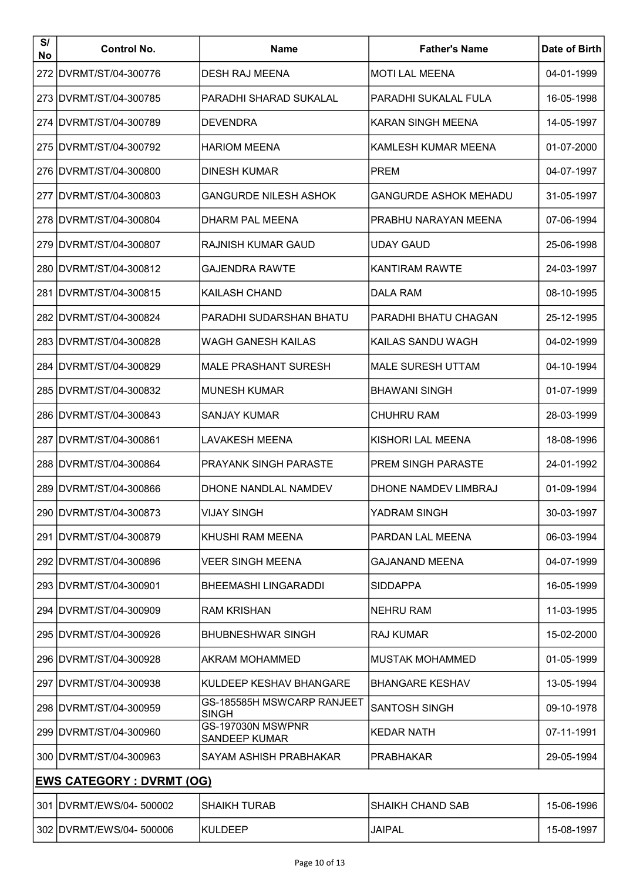| S/ No | Control No. | Name | Father's Name | Date of Birth |
|---|---|---|---|---|
| 272 | DVRMT/ST/04-300776 | DESH RAJ MEENA | MOTI LAL MEENA | 04-01-1999 |
| 273 | DVRMT/ST/04-300785 | PARADHI SHARAD SUKALAL | PARADHI SUKALAL FULA | 16-05-1998 |
| 274 | DVRMT/ST/04-300789 | DEVENDRA | KARAN SINGH MEENA | 14-05-1997 |
| 275 | DVRMT/ST/04-300792 | HARIOM MEENA | KAMLESH KUMAR MEENA | 01-07-2000 |
| 276 | DVRMT/ST/04-300800 | DINESH KUMAR | PREM | 04-07-1997 |
| 277 | DVRMT/ST/04-300803 | GANGURDE NILESH ASHOK | GANGURDE ASHOK MEHADU | 31-05-1997 |
| 278 | DVRMT/ST/04-300804 | DHARM PAL MEENA | PRABHU NARAYAN MEENA | 07-06-1994 |
| 279 | DVRMT/ST/04-300807 | RAJNISH KUMAR GAUD | UDAY GAUD | 25-06-1998 |
| 280 | DVRMT/ST/04-300812 | GAJENDRA RAWTE | KANTIRAM RAWTE | 24-03-1997 |
| 281 | DVRMT/ST/04-300815 | KAILASH CHAND | DALA RAM | 08-10-1995 |
| 282 | DVRMT/ST/04-300824 | PARADHI SUDARSHAN BHATU | PARADHI BHATU CHAGAN | 25-12-1995 |
| 283 | DVRMT/ST/04-300828 | WAGH GANESH KAILAS | KAILAS SANDU WAGH | 04-02-1999 |
| 284 | DVRMT/ST/04-300829 | MALE PRASHANT SURESH | MALE SURESH UTTAM | 04-10-1994 |
| 285 | DVRMT/ST/04-300832 | MUNESH KUMAR | BHAWANI SINGH | 01-07-1999 |
| 286 | DVRMT/ST/04-300843 | SANJAY KUMAR | CHUHRU RAM | 28-03-1999 |
| 287 | DVRMT/ST/04-300861 | LAVAKESH MEENA | KISHORI LAL MEENA | 18-08-1996 |
| 288 | DVRMT/ST/04-300864 | PRAYANK SINGH PARASTE | PREM SINGH PARASTE | 24-01-1992 |
| 289 | DVRMT/ST/04-300866 | DHONE NANDLAL NAMDEV | DHONE NAMDEV LIMBRAJ | 01-09-1994 |
| 290 | DVRMT/ST/04-300873 | VIJAY SINGH | YADRAM SINGH | 30-03-1997 |
| 291 | DVRMT/ST/04-300879 | KHUSHI RAM MEENA | PARDAN LAL MEENA | 06-03-1994 |
| 292 | DVRMT/ST/04-300896 | VEER SINGH MEENA | GAJANAND MEENA | 04-07-1999 |
| 293 | DVRMT/ST/04-300901 | BHEEMASHI LINGARADDI | SIDDAPPA | 16-05-1999 |
| 294 | DVRMT/ST/04-300909 | RAM KRISHAN | NEHRU RAM | 11-03-1995 |
| 295 | DVRMT/ST/04-300926 | BHUBNESHWAR SINGH | RAJ KUMAR | 15-02-2000 |
| 296 | DVRMT/ST/04-300928 | AKRAM MOHAMMED | MUSTAK MOHAMMED | 01-05-1999 |
| 297 | DVRMT/ST/04-300938 | KULDEEP KESHAV BHANGARE | BHANGARE KESHAV | 13-05-1994 |
| 298 | DVRMT/ST/04-300959 | GS-185585H MSWCARP RANJEET SINGH | SANTOSH SINGH | 09-10-1978 |
| 299 | DVRMT/ST/04-300960 | GS-197030N MSWPNR SANDEEP KUMAR | KEDAR NATH | 07-11-1991 |
| 300 | DVRMT/ST/04-300963 | SAYAM ASHISH PRABHAKAR | PRABHAKAR | 29-05-1994 |
| **EWS CATEGORY : DVRMT (OG)** | | | | |
| 301 | DVRMT/EWS/04- 500002 | SHAIKH TURAB | SHAIKH CHAND SAB | 15-06-1996 |
| 302 | DVRMT/EWS/04- 500006 | KULDEEP | JAIPAL | 15-08-1997 |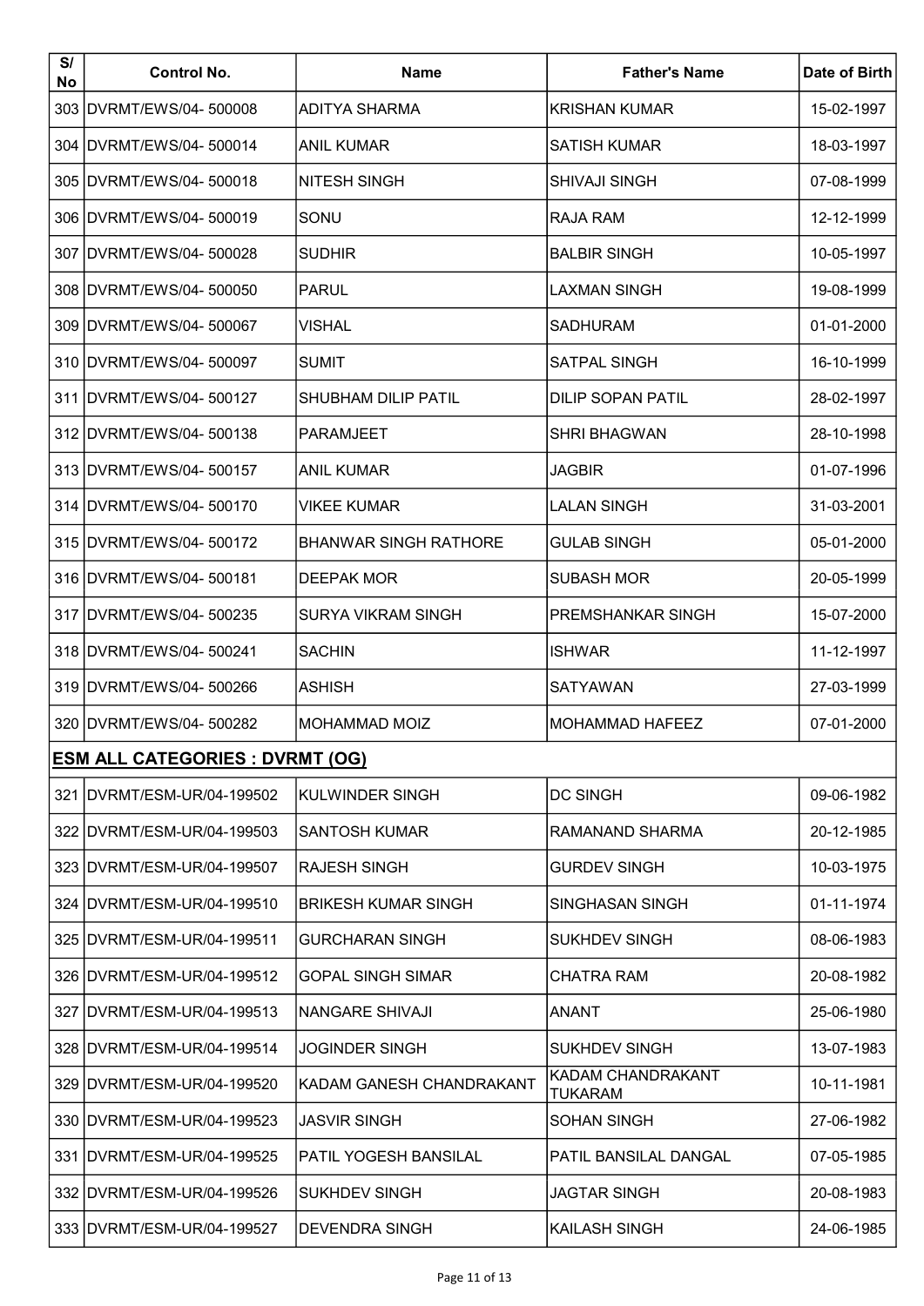| S/ No | Control No. | Name | Father's Name | Date of Birth |
|---|---|---|---|---|
| 303 | DVRMT/EWS/04- 500008 | ADITYA SHARMA | KRISHAN KUMAR | 15-02-1997 |
| 304 | DVRMT/EWS/04- 500014 | ANIL KUMAR | SATISH KUMAR | 18-03-1997 |
| 305 | DVRMT/EWS/04- 500018 | NITESH SINGH | SHIVAJI SINGH | 07-08-1999 |
| 306 | DVRMT/EWS/04- 500019 | SONU | RAJA RAM | 12-12-1999 |
| 307 | DVRMT/EWS/04- 500028 | SUDHIR | BALBIR SINGH | 10-05-1997 |
| 308 | DVRMT/EWS/04- 500050 | PARUL | LAXMAN SINGH | 19-08-1999 |
| 309 | DVRMT/EWS/04- 500067 | VISHAL | SADHURAM | 01-01-2000 |
| 310 | DVRMT/EWS/04- 500097 | SUMIT | SATPAL SINGH | 16-10-1999 |
| 311 | DVRMT/EWS/04- 500127 | SHUBHAM DILIP PATIL | DILIP SOPAN PATIL | 28-02-1997 |
| 312 | DVRMT/EWS/04- 500138 | PARAMJEET | SHRI BHAGWAN | 28-10-1998 |
| 313 | DVRMT/EWS/04- 500157 | ANIL KUMAR | JAGBIR | 01-07-1996 |
| 314 | DVRMT/EWS/04- 500170 | VIKEE KUMAR | LALAN SINGH | 31-03-2001 |
| 315 | DVRMT/EWS/04- 500172 | BHANWAR SINGH RATHORE | GULAB SINGH | 05-01-2000 |
| 316 | DVRMT/EWS/04- 500181 | DEEPAK MOR | SUBASH MOR | 20-05-1999 |
| 317 | DVRMT/EWS/04- 500235 | SURYA VIKRAM SINGH | PREMSHANKAR SINGH | 15-07-2000 |
| 318 | DVRMT/EWS/04- 500241 | SACHIN | ISHWAR | 11-12-1997 |
| 319 | DVRMT/EWS/04- 500266 | ASHISH | SATYAWAN | 27-03-1999 |
| 320 | DVRMT/EWS/04- 500282 | MOHAMMAD MOIZ | MOHAMMAD HAFEEZ | 07-01-2000 |
| **ESM ALL CATEGORIES : DVRMT (OG)** | | | | |
| 321 | DVRMT/ESM-UR/04-199502 | KULWINDER SINGH | DC SINGH | 09-06-1982 |
| 322 | DVRMT/ESM-UR/04-199503 | SANTOSH KUMAR | RAMANAND SHARMA | 20-12-1985 |
| 323 | DVRMT/ESM-UR/04-199507 | RAJESH SINGH | GURDEV SINGH | 10-03-1975 |
| 324 | DVRMT/ESM-UR/04-199510 | BRIKESH KUMAR SINGH | SINGHASAN SINGH | 01-11-1974 |
| 325 | DVRMT/ESM-UR/04-199511 | GURCHARAN SINGH | SUKHDEV SINGH | 08-06-1983 |
| 326 | DVRMT/ESM-UR/04-199512 | GOPAL SINGH SIMAR | CHATRA RAM | 20-08-1982 |
| 327 | DVRMT/ESM-UR/04-199513 | NANGARE SHIVAJI | ANANT | 25-06-1980 |
| 328 | DVRMT/ESM-UR/04-199514 | JOGINDER SINGH | SUKHDEV SINGH | 13-07-1983 |
| 329 | DVRMT/ESM-UR/04-199520 | KADAM GANESH CHANDRAKANT | KADAM CHANDRAKANT TUKARAM | 10-11-1981 |
| 330 | DVRMT/ESM-UR/04-199523 | JASVIR SINGH | SOHAN SINGH | 27-06-1982 |
| 331 | DVRMT/ESM-UR/04-199525 | PATIL YOGESH BANSILAL | PATIL BANSILAL DANGAL | 07-05-1985 |
| 332 | DVRMT/ESM-UR/04-199526 | SUKHDEV SINGH | JAGTAR SINGH | 20-08-1983 |
| 333 | DVRMT/ESM-UR/04-199527 | DEVENDRA SINGH | KAILASH SINGH | 24-06-1985 |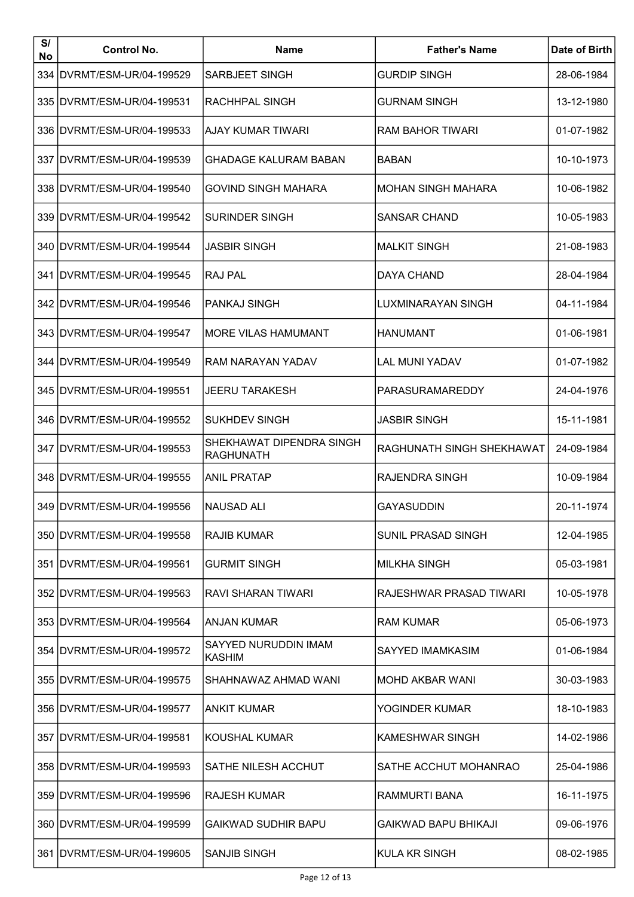| S/ No | Control No. | Name | Father's Name | Date of Birth |
|---|---|---|---|---|
| 334 | DVRMT/ESM-UR/04-199529 | SARBJEET SINGH | GURDIP SINGH | 28-06-1984 |
| 335 | DVRMT/ESM-UR/04-199531 | RACHHPAL SINGH | GURNAM SINGH | 13-12-1980 |
| 336 | DVRMT/ESM-UR/04-199533 | AJAY KUMAR TIWARI | RAM BAHOR TIWARI | 01-07-1982 |
| 337 | DVRMT/ESM-UR/04-199539 | GHADAGE KALURAM BABAN | BABAN | 10-10-1973 |
| 338 | DVRMT/ESM-UR/04-199540 | GOVIND SINGH MAHARA | MOHAN SINGH MAHARA | 10-06-1982 |
| 339 | DVRMT/ESM-UR/04-199542 | SURINDER SINGH | SANSAR CHAND | 10-05-1983 |
| 340 | DVRMT/ESM-UR/04-199544 | JASBIR SINGH | MALKIT SINGH | 21-08-1983 |
| 341 | DVRMT/ESM-UR/04-199545 | RAJ PAL | DAYA CHAND | 28-04-1984 |
| 342 | DVRMT/ESM-UR/04-199546 | PANKAJ SINGH | LUXMINARAYAN SINGH | 04-11-1984 |
| 343 | DVRMT/ESM-UR/04-199547 | MORE VILAS HAMUMANT | HANUMANT | 01-06-1981 |
| 344 | DVRMT/ESM-UR/04-199549 | RAM NARAYAN YADAV | LAL MUNI YADAV | 01-07-1982 |
| 345 | DVRMT/ESM-UR/04-199551 | JEERU TARAKESH | PARASURAMAREDDY | 24-04-1976 |
| 346 | DVRMT/ESM-UR/04-199552 | SUKHDEV SINGH | JASBIR SINGH | 15-11-1981 |
| 347 | DVRMT/ESM-UR/04-199553 | SHEKHAWAT DIPENDRA SINGH RAGHUNATH | RAGHUNATH SINGH SHEKHAWAT | 24-09-1984 |
| 348 | DVRMT/ESM-UR/04-199555 | ANIL PRATAP | RAJENDRA SINGH | 10-09-1984 |
| 349 | DVRMT/ESM-UR/04-199556 | NAUSAD ALI | GAYASUDDIN | 20-11-1974 |
| 350 | DVRMT/ESM-UR/04-199558 | RAJIB KUMAR | SUNIL PRASAD SINGH | 12-04-1985 |
| 351 | DVRMT/ESM-UR/04-199561 | GURMIT SINGH | MILKHA SINGH | 05-03-1981 |
| 352 | DVRMT/ESM-UR/04-199563 | RAVI SHARAN TIWARI | RAJESHWAR PRASAD TIWARI | 10-05-1978 |
| 353 | DVRMT/ESM-UR/04-199564 | ANJAN KUMAR | RAM KUMAR | 05-06-1973 |
| 354 | DVRMT/ESM-UR/04-199572 | SAYYED NURUDDIN IMAM KASHIM | SAYYED IMAMKASIM | 01-06-1984 |
| 355 | DVRMT/ESM-UR/04-199575 | SHAHNAWAZ AHMAD WANI | MOHD AKBAR WANI | 30-03-1983 |
| 356 | DVRMT/ESM-UR/04-199577 | ANKIT KUMAR | YOGINDER KUMAR | 18-10-1983 |
| 357 | DVRMT/ESM-UR/04-199581 | KOUSHAL KUMAR | KAMESHWAR SINGH | 14-02-1986 |
| 358 | DVRMT/ESM-UR/04-199593 | SATHE NILESH ACCHUT | SATHE ACCHUT MOHANRAO | 25-04-1986 |
| 359 | DVRMT/ESM-UR/04-199596 | RAJESH KUMAR | RAMMURTI BANA | 16-11-1975 |
| 360 | DVRMT/ESM-UR/04-199599 | GAIKWAD SUDHIR BAPU | GAIKWAD BAPU BHIKAJI | 09-06-1976 |
| 361 | DVRMT/ESM-UR/04-199605 | SANJIB SINGH | KULA KR SINGH | 08-02-1985 |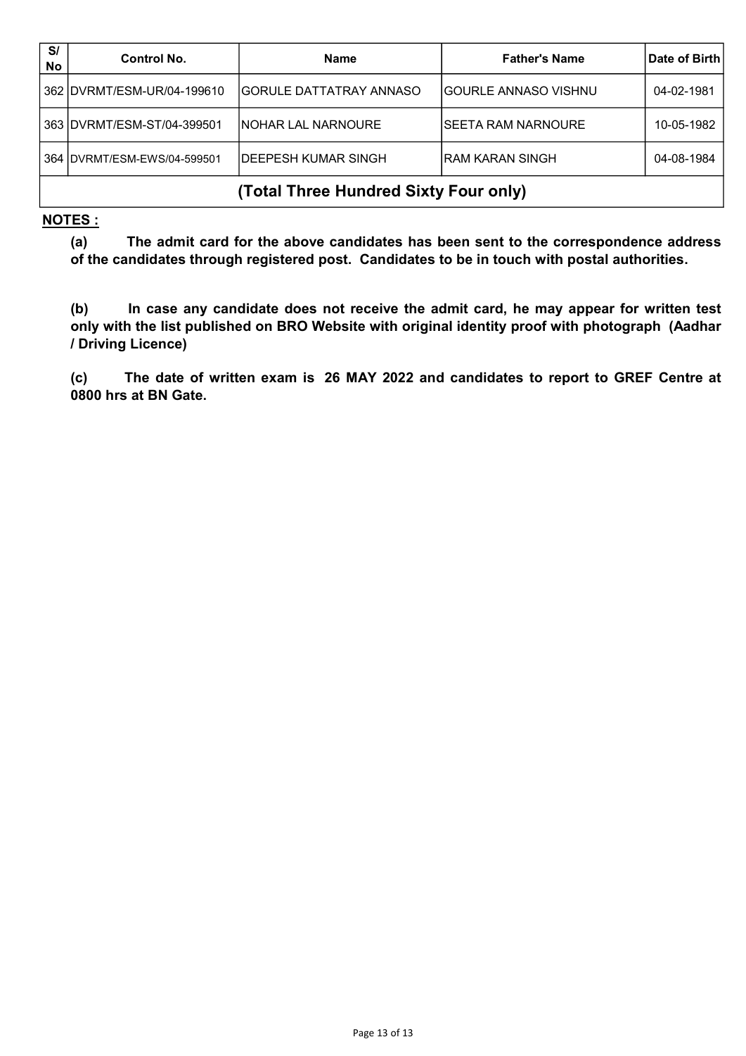| S/No | Control No. | Name | Father's Name | Date of Birth |
|---|---|---|---|---|
| 362 | DVRMT/ESM-UR/04-199610 | GORULE DATTATRAY ANNASO | GOURLE ANNASO VISHNU | 04-02-1981 |
| 363 | DVRMT/ESM-ST/04-399501 | NOHAR LAL NARNOURE | SEETA RAM NARNOURE | 10-05-1982 |
| 364 | DVRMT/ESM-EWS/04-599501 | DEEPESH KUMAR SINGH | RAM KARAN SINGH | 04-08-1984 |
| **(Total Three Hundred Sixty Four only)** | | | | |

**NOTES :**

**(a) The admit card for the above candidates has been sent to the correspondence address of the candidates through registered post. Candidates to be in touch with postal authorities.**

**(b) In case any candidate does not receive the admit card, he may appear for written test only with the list published on BRO Website with original identity proof with photograph (Aadhar / Driving Licence)**

**(c) The date of written exam is 26 MAY 2022 and candidates to report to GREF Centre at 0800 hrs at BN Gate.**